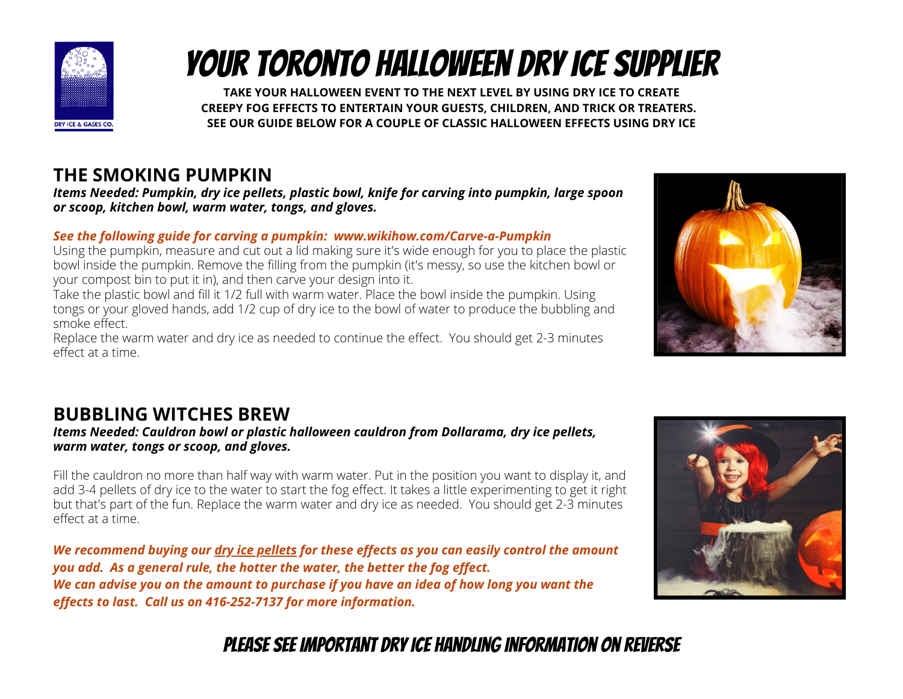DRY ICE & GASES CO.

# YOUR TORONTO HALLOWEEN DRY ICE SUPPLIER

**TAKE YOUR HALLOWEEN EVENT TO THE NEXT LEVEL BY USING DRY ICE TO CREATE CREEPY FOG EFFECTS TO ENTERTAIN YOUR GUESTS, CHILDREN, AND TRICK OR TREATERS. SEE OUR GUIDE BELOW FOR A COUPLE OF CLASSIC HALLOWEEN EFFECTS USING DRY ICE**

## THE SMOKING PUMPKIN

***Items Needed: Pumpkin, dry ice pellets, plastic bowl, knife for carving into pumpkin, large spoon or scoop, kitchen bowl, warm water, tongs, and gloves.***

***See the following guide for carving a pumpkin: www.wikihow.com/Carve-a-Pumpkin***

Using the pumpkin, measure and cut out a lid making sure it's wide enough for you to place the plastic bowl inside the pumpkin. Remove the filling from the pumpkin (it's messy, so use the kitchen bowl or your compost bin to put it in), and then carve your design into it.

Take the plastic bowl and fill it 1/2 full with warm water. Place the bowl inside the pumpkin. Using tongs or your gloved hands, add 1/2 cup of dry ice to the bowl of water to produce the bubbling and smoke effect.

Replace the warm water and dry ice as needed to continue the effect. You should get 2-3 minutes effect at a time.

## BUBBLING WITCHES BREW

***Items Needed: Cauldron bowl or plastic halloween cauldron from Dollarama, dry ice pellets, warm water, tongs or scoop, and gloves.***

Fill the cauldron no more than half way with warm water. Put in the position you want to display it, and add 3-4 pellets of dry ice to the water to start the fog effect. It takes a little experimenting to get it right but that's part of the fun. Replace the warm water and dry ice as needed. You should get 2-3 minutes effect at a time.

***We recommend buying our dry ice pellets for these effects as you can easily control the amount you add. As a general rule, the hotter the water, the better the fog effect.***
***We can advise you on the amount to purchase if you have an idea of how long you want the effects to last. Call us on 416-252-7137 for more information.***

## PLEASE SEE IMPORTANT DRY ICE HANDLING INFORMATION ON REVERSE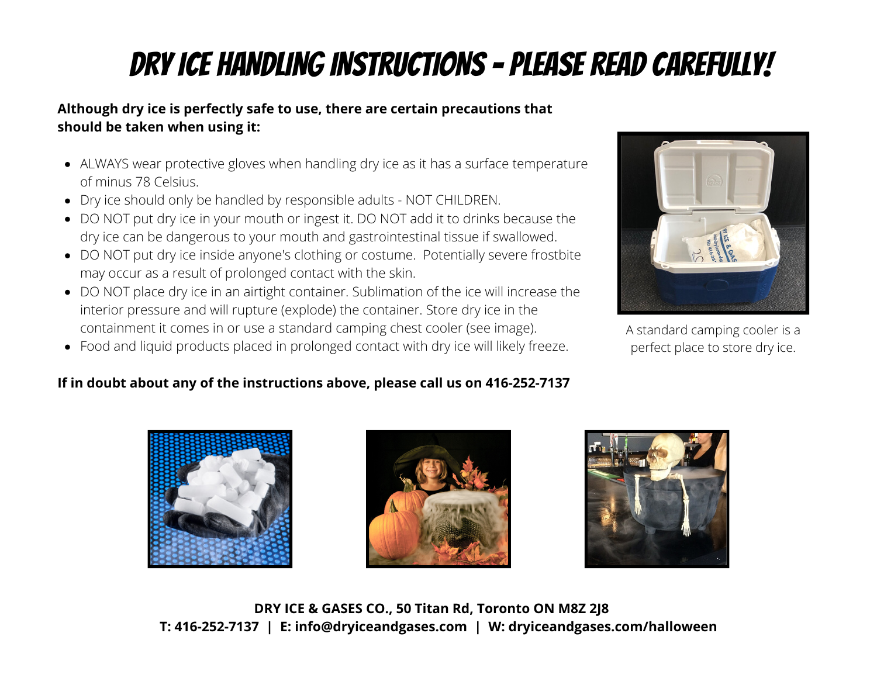# DRY ICE HANDLING INSTRUCTIONS - PLEASE READ CAREFULLY!

**Although dry ice is perfectly safe to use, there are certain precautions that should be taken when using it:**

- ALWAYS wear protective gloves when handling dry ice as it has a surface temperature of minus 78 Celsius.
- Dry ice should only be handled by responsible adults - NOT CHILDREN.
- DO NOT put dry ice in your mouth or ingest it. DO NOT add it to drinks because the dry ice can be dangerous to your mouth and gastrointestinal tissue if swallowed.
- DO NOT put dry ice inside anyone's clothing or costume. Potentially severe frostbite may occur as a result of prolonged contact with the skin.
- DO NOT place dry ice in an airtight container. Sublimation of the ice will increase the interior pressure and will rupture (explode) the container. Store dry ice in the containment it comes in or use a standard camping chest cooler (see image).
- Food and liquid products placed in prolonged contact with dry ice will likely freeze.

A standard camping cooler is a perfect place to store dry ice.

**If in doubt about any of the instructions above, please call us on 416-252-7137**

**DRY ICE & GASES CO., 50 Titan Rd, Toronto ON M8Z 2J8**
**T: 416-252-7137 | E: info@dryiceandgases.com | W: dryiceandgases.com/halloween**